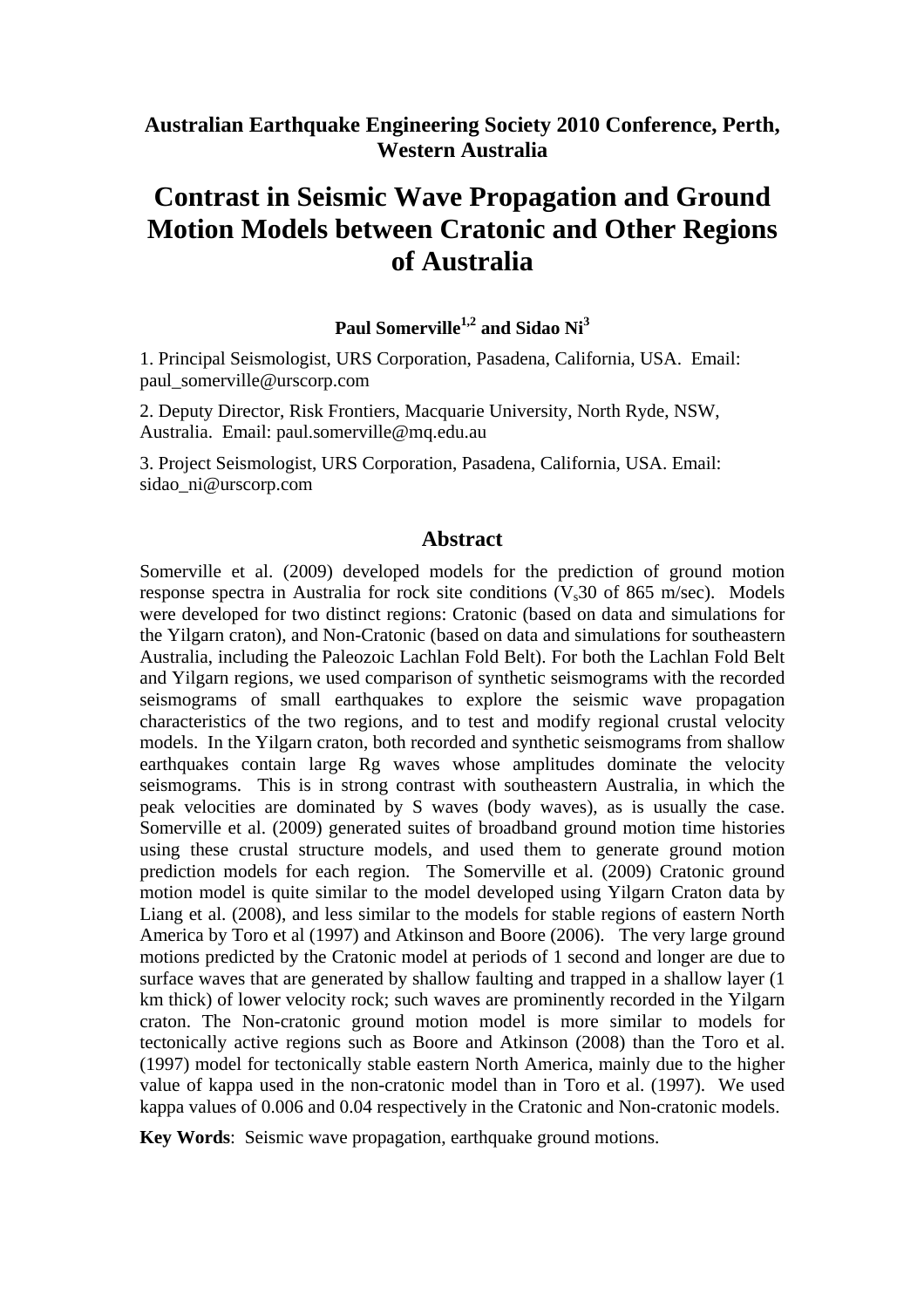**Australian Earthquake Engineering Society 2010 Conference, Perth, Western Australia**

# Contrast in Seismic Wave Propagation and Ground Motion Models between Cratonic and Other Regions of Australia

**Paul Somerville[1,2] and Sidao Ni[3]**

1. Principal Seismologist, URS Corporation, Pasadena, California, USA. Email: paul_somerville@urscorp.com

2. Deputy Director, Risk Frontiers, Macquarie University, North Ryde, NSW, Australia. Email: paul.somerville@mq.edu.au

3. Project Seismologist, URS Corporation, Pasadena, California, USA. Email: sidao_ni@urscorp.com

## Abstract

Somerville et al. (2009) developed models for the prediction of ground motion response spectra in Australia for rock site conditions ($V_s30$ of 865 m/sec). Models were developed for two distinct regions: Cratonic (based on data and simulations for the Yilgarn craton), and Non-Cratonic (based on data and simulations for southeastern Australia, including the Paleozoic Lachlan Fold Belt). For both the Lachlan Fold Belt and Yilgarn regions, we used comparison of synthetic seismograms with the recorded seismograms of small earthquakes to explore the seismic wave propagation characteristics of the two regions, and to test and modify regional crustal velocity models. In the Yilgarn craton, both recorded and synthetic seismograms from shallow earthquakes contain large Rg waves whose amplitudes dominate the velocity seismograms. This is in strong contrast with southeastern Australia, in which the peak velocities are dominated by S waves (body waves), as is usually the case. Somerville et al. (2009) generated suites of broadband ground motion time histories using these crustal structure models, and used them to generate ground motion prediction models for each region. The Somerville et al. (2009) Cratonic ground motion model is quite similar to the model developed using Yilgarn Craton data by Liang et al. (2008), and less similar to the models for stable regions of eastern North America by Toro et al (1997) and Atkinson and Boore (2006). The very large ground motions predicted by the Cratonic model at periods of 1 second and longer are due to surface waves that are generated by shallow faulting and trapped in a shallow layer (1 km thick) of lower velocity rock; such waves are prominently recorded in the Yilgarn craton. The Non-cratonic ground motion model is more similar to models for tectonically active regions such as Boore and Atkinson (2008) than the Toro et al. (1997) model for tectonically stable eastern North America, mainly due to the higher value of kappa used in the non-cratonic model than in Toro et al. (1997). We used kappa values of 0.006 and 0.04 respectively in the Cratonic and Non-cratonic models.

**Key Words**: Seismic wave propagation, earthquake ground motions.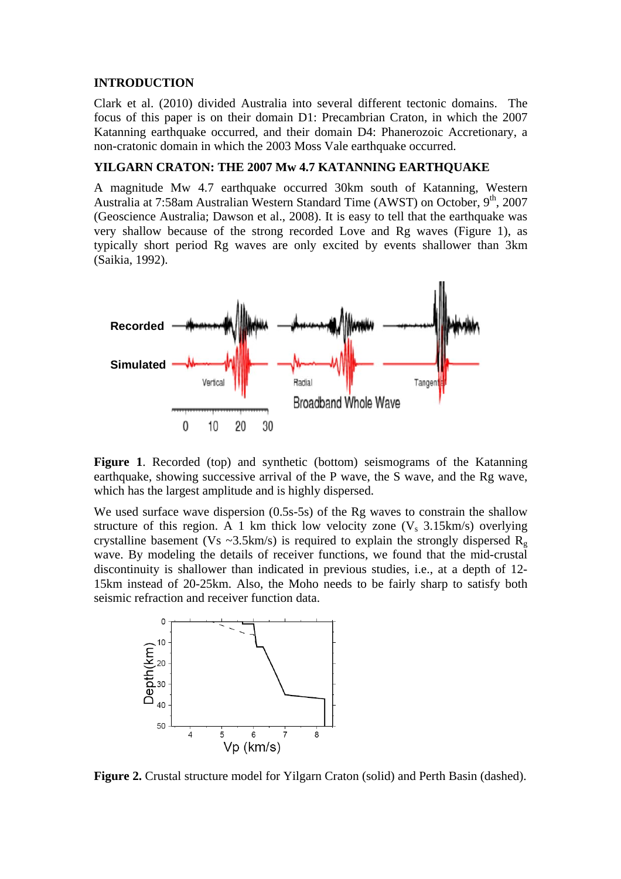## INTRODUCTION

Clark et al. (2010) divided Australia into several different tectonic domains. The focus of this paper is on their domain D1: Precambrian Craton, in which the 2007 Katanning earthquake occurred, and their domain D4: Phanerozoic Accretionary, a non-cratonic domain in which the 2003 Moss Vale earthquake occurred.

## YILGARN CRATON: THE 2007 Mw 4.7 KATANNING EARTHQUAKE

A magnitude Mw 4.7 earthquake occurred 30km south of Katanning, Western Australia at 7:58am Australian Western Standard Time (AWST) on October, 9$^{th}$, 2007 (Geoscience Australia; Dawson et al., 2008). It is easy to tell that the earthquake was very shallow because of the strong recorded Love and Rg waves (Figure 1), as typically short period Rg waves are only excited by events shallower than 3km (Saikia, 1992).

**Figure 1**. Recorded (top) and synthetic (bottom) seismograms of the Katanning earthquake, showing successive arrival of the P wave, the S wave, and the Rg wave, which has the largest amplitude and is highly dispersed.

We used surface wave dispersion (0.5s-5s) of the Rg waves to constrain the shallow structure of this region. A 1 km thick low velocity zone ($V_s$ 3.15km/s) overlying crystalline basement (Vs ~3.5km/s) is required to explain the strongly dispersed $R_g$ wave. By modeling the details of receiver functions, we found that the mid-crustal discontinuity is shallower than indicated in previous studies, i.e., at a depth of 12-15km instead of 20-25km. Also, the Moho needs to be fairly sharp to satisfy both seismic refraction and receiver function data.

**Figure 2.** Crustal structure model for Yilgarn Craton (solid) and Perth Basin (dashed).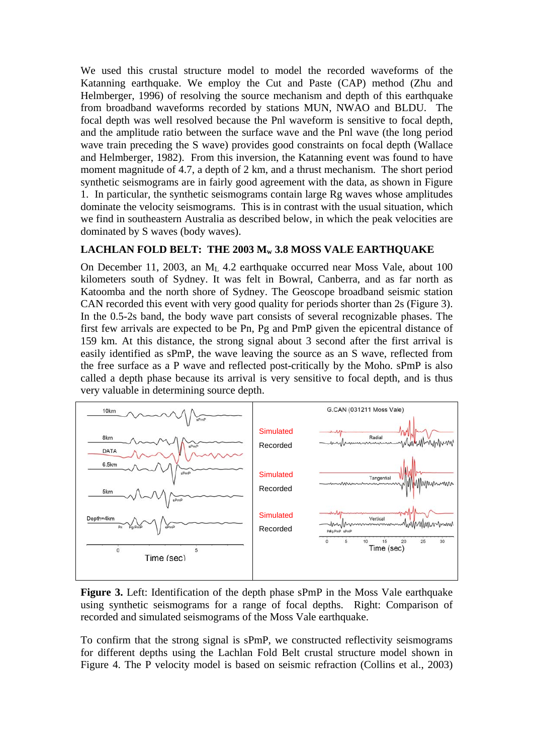We used this crustal structure model to model the recorded waveforms of the Katanning earthquake. We employ the Cut and Paste (CAP) method (Zhu and Helmberger, 1996) of resolving the source mechanism and depth of this earthquake from broadband waveforms recorded by stations MUN, NWAO and BLDU. The focal depth was well resolved because the Pnl waveform is sensitive to focal depth, and the amplitude ratio between the surface wave and the Pnl wave (the long period wave train preceding the S wave) provides good constraints on focal depth (Wallace and Helmberger, 1982). From this inversion, the Katanning event was found to have moment magnitude of 4.7, a depth of 2 km, and a thrust mechanism. The short period synthetic seismograms are in fairly good agreement with the data, as shown in Figure 1. In particular, the synthetic seismograms contain large Rg waves whose amplitudes dominate the velocity seismograms. This is in contrast with the usual situation, which we find in southeastern Australia as described below, in which the peak velocities are dominated by S waves (body waves).

## LACHLAN FOLD BELT: THE 2003 $M_w$ 3.8 MOSS VALE EARTHQUAKE

On December 11, 2003, an $M_L$ 4.2 earthquake occurred near Moss Vale, about 100 kilometers south of Sydney. It was felt in Bowral, Canberra, and as far north as Katoomba and the north shore of Sydney. The Geoscope broadband seismic station CAN recorded this event with very good quality for periods shorter than 2s (Figure 3). In the 0.5-2s band, the body wave part consists of several recognizable phases. The first few arrivals are expected to be Pn, Pg and PmP given the epicentral distance of 159 km. At this distance, the strong signal about 3 second after the first arrival is easily identified as sPmP, the wave leaving the source as an S wave, reflected from the free surface as a P wave and reflected post-critically by the Moho. sPmP is also called a depth phase because its arrival is very sensitive to focal depth, and is thus very valuable in determining source depth.

**Figure 3.** Left: Identification of the depth phase sPmP in the Moss Vale earthquake using synthetic seismograms for a range of focal depths. Right: Comparison of recorded and simulated seismograms of the Moss Vale earthquake.

To confirm that the strong signal is sPmP, we constructed reflectivity seismograms for different depths using the Lachlan Fold Belt crustal structure model shown in Figure 4. The P velocity model is based on seismic refraction (Collins et al., 2003)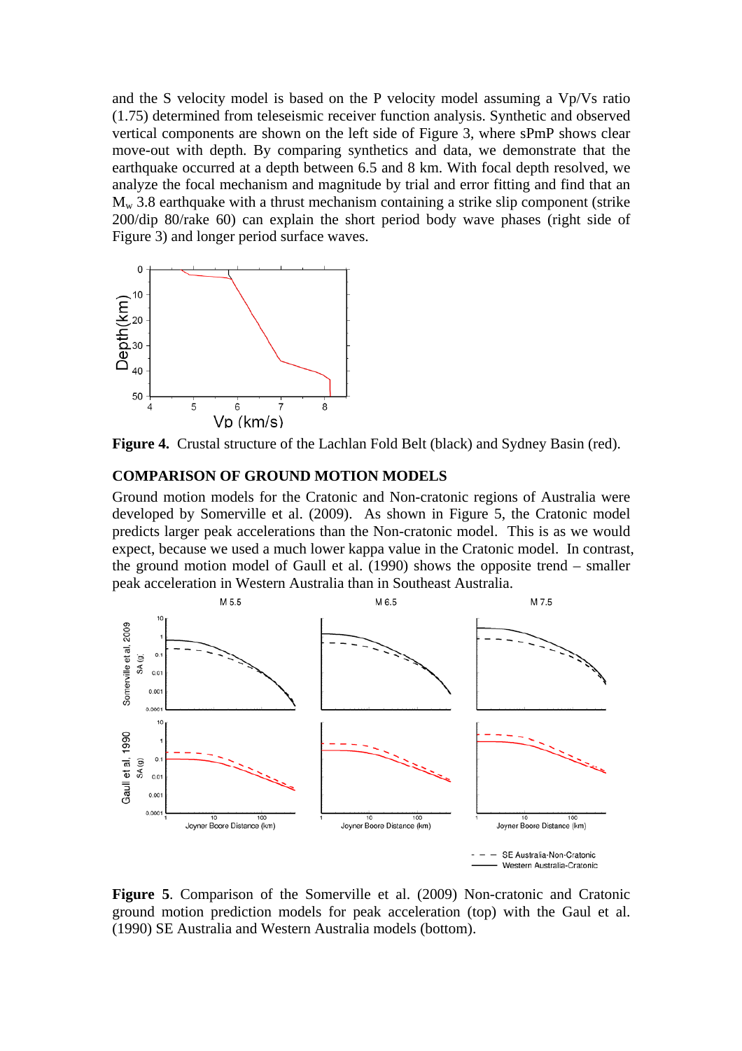and the S velocity model is based on the P velocity model assuming a Vp/Vs ratio (1.75) determined from teleseismic receiver function analysis. Synthetic and observed vertical components are shown on the left side of Figure 3, where sPmP shows clear move-out with depth. By comparing synthetics and data, we demonstrate that the earthquake occurred at a depth between 6.5 and 8 km. With focal depth resolved, we analyze the focal mechanism and magnitude by trial and error fitting and find that an $M_w$ 3.8 earthquake with a thrust mechanism containing a strike slip component (strike 200/dip 80/rake 60) can explain the short period body wave phases (right side of Figure 3) and longer period surface waves.

**Figure 4.** Crustal structure of the Lachlan Fold Belt (black) and Sydney Basin (red).

## COMPARISON OF GROUND MOTION MODELS

Ground motion models for the Cratonic and Non-cratonic regions of Australia were developed by Somerville et al. (2009). As shown in Figure 5, the Cratonic model predicts larger peak accelerations than the Non-cratonic model. This is as we would expect, because we used a much lower kappa value in the Cratonic model. In contrast, the ground motion model of Gaull et al. (1990) shows the opposite trend – smaller peak acceleration in Western Australia than in Southeast Australia.

**Figure 5**. Comparison of the Somerville et al. (2009) Non-cratonic and Cratonic ground motion prediction models for peak acceleration (top) with the Gaul et al. (1990) SE Australia and Western Australia models (bottom).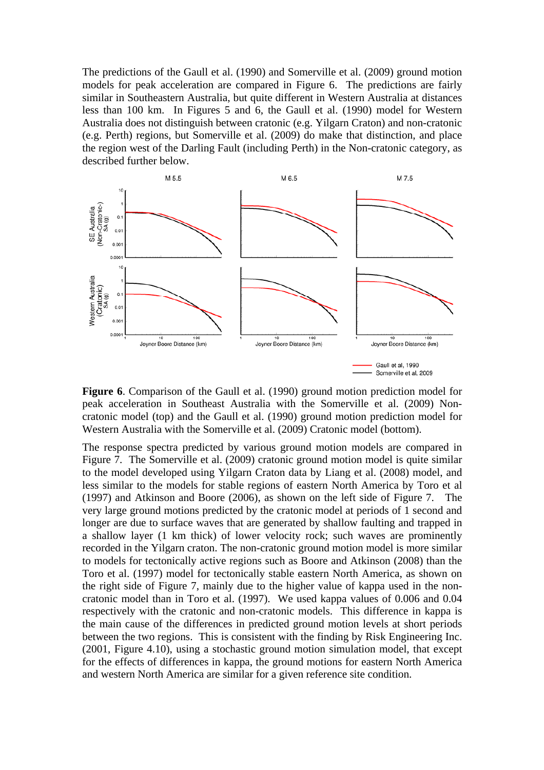The predictions of the Gaull et al. (1990) and Somerville et al. (2009) ground motion models for peak acceleration are compared in Figure 6. The predictions are fairly similar in Southeastern Australia, but quite different in Western Australia at distances less than 100 km. In Figures 5 and 6, the Gaull et al. (1990) model for Western Australia does not distinguish between cratonic (e.g. Yilgarn Craton) and non-cratonic (e.g. Perth) regions, but Somerville et al. (2009) do make that distinction, and place the region west of the Darling Fault (including Perth) in the Non-cratonic category, as described further below.

**Figure 6**. Comparison of the Gaull et al. (1990) ground motion prediction model for peak acceleration in Southeast Australia with the Somerville et al. (2009) Non-cratonic model (top) and the Gaull et al. (1990) ground motion prediction model for Western Australia with the Somerville et al. (2009) Cratonic model (bottom).

The response spectra predicted by various ground motion models are compared in Figure 7. The Somerville et al. (2009) cratonic ground motion model is quite similar to the model developed using Yilgarn Craton data by Liang et al. (2008) model, and less similar to the models for stable regions of eastern North America by Toro et al (1997) and Atkinson and Boore (2006), as shown on the left side of Figure 7. The very large ground motions predicted by the cratonic model at periods of 1 second and longer are due to surface waves that are generated by shallow faulting and trapped in a shallow layer (1 km thick) of lower velocity rock; such waves are prominently recorded in the Yilgarn craton. The non-cratonic ground motion model is more similar to models for tectonically active regions such as Boore and Atkinson (2008) than the Toro et al. (1997) model for tectonically stable eastern North America, as shown on the right side of Figure 7, mainly due to the higher value of kappa used in the non-cratonic model than in Toro et al. (1997). We used kappa values of 0.006 and 0.04 respectively with the cratonic and non-cratonic models. This difference in kappa is the main cause of the differences in predicted ground motion levels at short periods between the two regions. This is consistent with the finding by Risk Engineering Inc. (2001, Figure 4.10), using a stochastic ground motion simulation model, that except for the effects of differences in kappa, the ground motions for eastern North America and western North America are similar for a given reference site condition.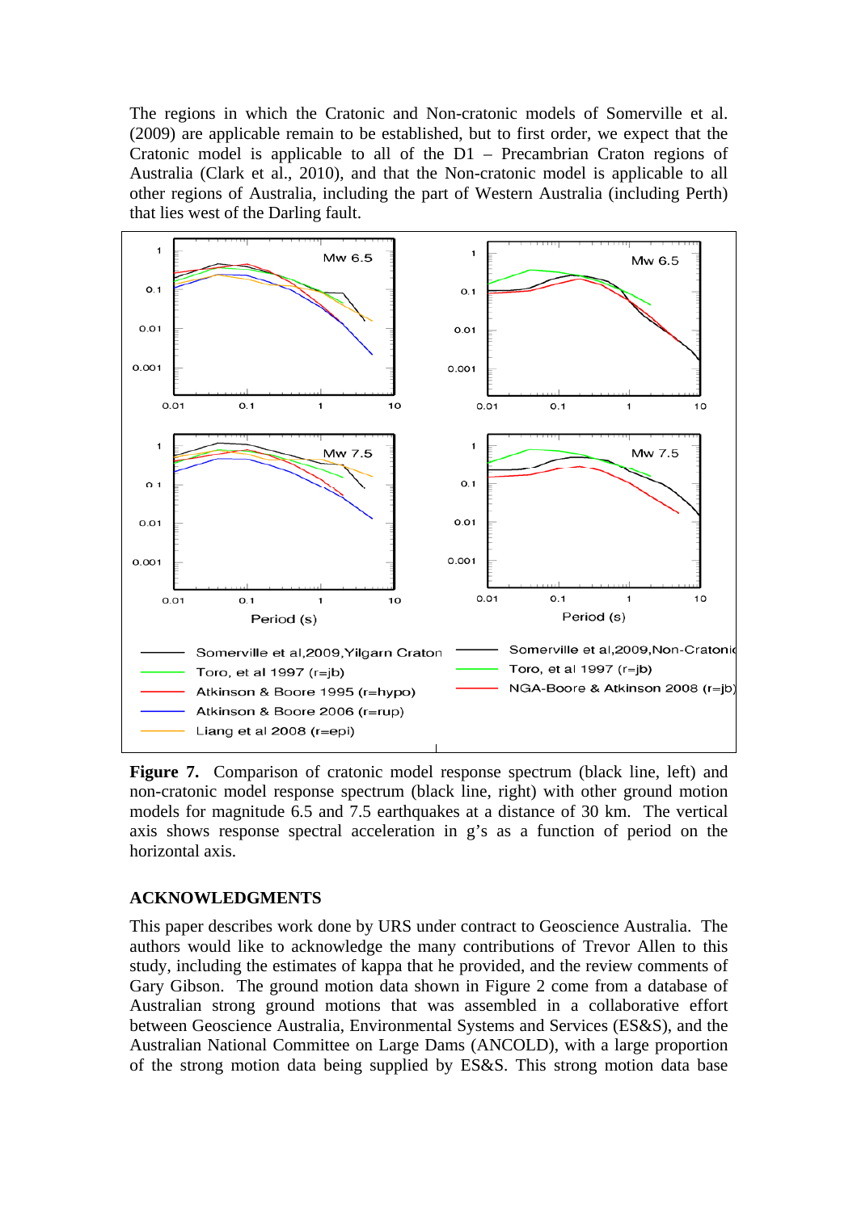The regions in which the Cratonic and Non-cratonic models of Somerville et al. (2009) are applicable remain to be established, but to first order, we expect that the Cratonic model is applicable to all of the D1 – Precambrian Craton regions of Australia (Clark et al., 2010), and that the Non-cratonic model is applicable to all other regions of Australia, including the part of Western Australia (including Perth) that lies west of the Darling fault.

**Figure 7.** Comparison of cratonic model response spectrum (black line, left) and non-cratonic model response spectrum (black line, right) with other ground motion models for magnitude 6.5 and 7.5 earthquakes at a distance of 30 km. The vertical axis shows response spectral acceleration in g's as a function of period on the horizontal axis.

## ACKNOWLEDGMENTS

This paper describes work done by URS under contract to Geoscience Australia. The authors would like to acknowledge the many contributions of Trevor Allen to this study, including the estimates of kappa that he provided, and the review comments of Gary Gibson. The ground motion data shown in Figure 2 come from a database of Australian strong ground motions that was assembled in a collaborative effort between Geoscience Australia, Environmental Systems and Services (ES&S), and the Australian National Committee on Large Dams (ANCOLD), with a large proportion of the strong motion data being supplied by ES&S. This strong motion data base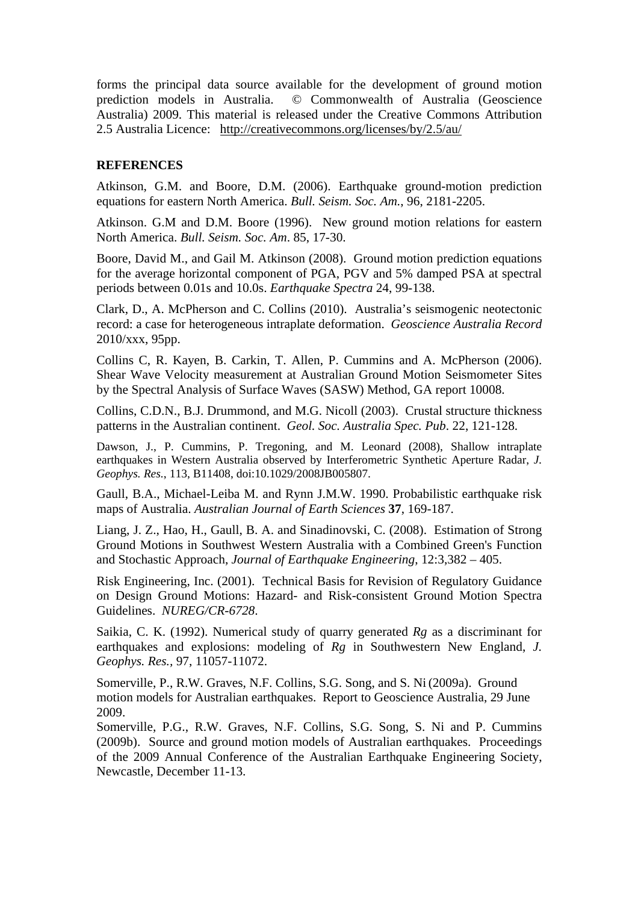forms the principal data source available for the development of ground motion prediction models in Australia. © Commonwealth of Australia (Geoscience Australia) 2009. This material is released under the Creative Commons Attribution 2.5 Australia Licence: http://creativecommons.org/licenses/by/2.5/au/

**REFERENCES**

Atkinson, G.M. and Boore, D.M. (2006). Earthquake ground-motion prediction equations for eastern North America. *Bull. Seism. Soc. Am.*, 96, 2181-2205.

Atkinson. G.M and D.M. Boore (1996). New ground motion relations for eastern North America. *Bull. Seism. Soc. Am*. 85, 17-30.

Boore, David M., and Gail M. Atkinson (2008). Ground motion prediction equations for the average horizontal component of PGA, PGV and 5% damped PSA at spectral periods between 0.01s and 10.0s. *Earthquake Spectra* 24, 99-138.

Clark, D., A. McPherson and C. Collins (2010). Australia's seismogenic neotectonic record: a case for heterogeneous intraplate deformation. *Geoscience Australia Record* 2010/xxx, 95pp.

Collins C, R. Kayen, B. Carkin, T. Allen, P. Cummins and A. McPherson (2006). Shear Wave Velocity measurement at Australian Ground Motion Seismometer Sites by the Spectral Analysis of Surface Waves (SASW) Method, GA report 10008.

Collins, C.D.N., B.J. Drummond, and M.G. Nicoll (2003). Crustal structure thickness patterns in the Australian continent. *Geol. Soc. Australia Spec. Pub*. 22, 121-128.

Dawson, J., P. Cummins, P. Tregoning, and M. Leonard (2008), Shallow intraplate earthquakes in Western Australia observed by Interferometric Synthetic Aperture Radar, *J. Geophys. Res.*, 113, B11408, doi:10.1029/2008JB005807.

Gaull, B.A., Michael-Leiba M. and Rynn J.M.W. 1990. Probabilistic earthquake risk maps of Australia. *Australian Journal of Earth Sciences* **37**, 169-187.

Liang, J. Z., Hao, H., Gaull, B. A. and Sinadinovski, C. (2008). Estimation of Strong Ground Motions in Southwest Western Australia with a Combined Green's Function and Stochastic Approach, *Journal of Earthquake Engineering*, 12:3,382 – 405.

Risk Engineering, Inc. (2001). Technical Basis for Revision of Regulatory Guidance on Design Ground Motions: Hazard- and Risk-consistent Ground Motion Spectra Guidelines. *NUREG/CR-6728*.

Saikia, C. K. (1992). Numerical study of quarry generated *Rg* as a discriminant for earthquakes and explosions: modeling of *Rg* in Southwestern New England, *J. Geophys. Res.*, 97, 11057-11072.

Somerville, P., R.W. Graves, N.F. Collins, S.G. Song, and S. Ni (2009a). Ground motion models for Australian earthquakes. Report to Geoscience Australia, 29 June 2009.

Somerville, P.G., R.W. Graves, N.F. Collins, S.G. Song, S. Ni and P. Cummins (2009b). Source and ground motion models of Australian earthquakes. Proceedings of the 2009 Annual Conference of the Australian Earthquake Engineering Society, Newcastle, December 11-13.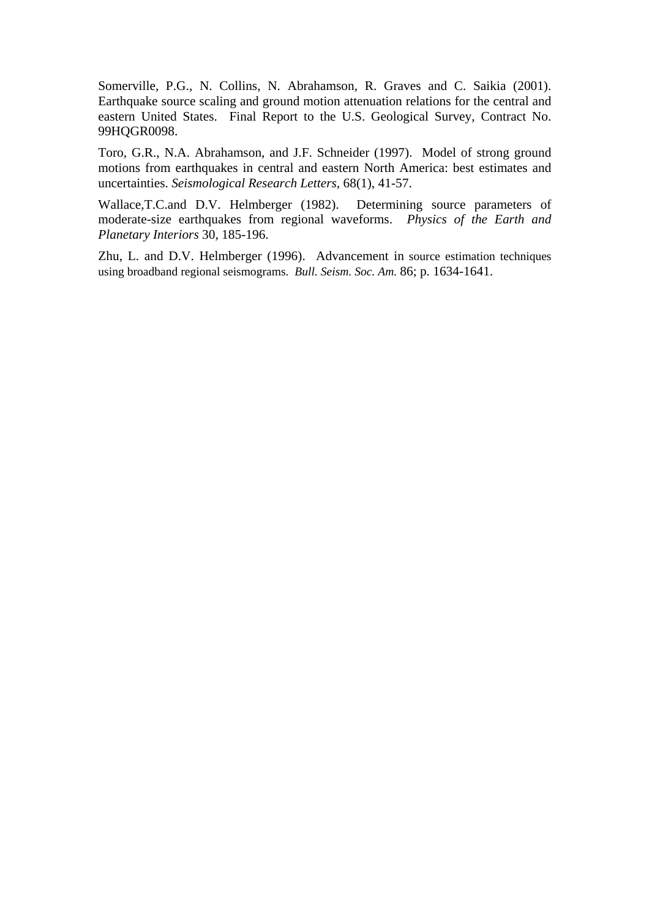Somerville, P.G., N. Collins, N. Abrahamson, R. Graves and C. Saikia (2001). Earthquake source scaling and ground motion attenuation relations for the central and eastern United States. Final Report to the U.S. Geological Survey, Contract No. 99HQGR0098.

Toro, G.R., N.A. Abrahamson, and J.F. Schneider (1997). Model of strong ground motions from earthquakes in central and eastern North America: best estimates and uncertainties. *Seismological Research Letters*, 68(1), 41-57.

Wallace,T.C.and D.V. Helmberger (1982). Determining source parameters of moderate-size earthquakes from regional waveforms. *Physics of the Earth and Planetary Interiors* 30, 185-196.

Zhu, L. and D.V. Helmberger (1996). Advancement in source estimation techniques using broadband regional seismograms. *Bull. Seism. Soc. Am.* 86; p. 1634-1641.